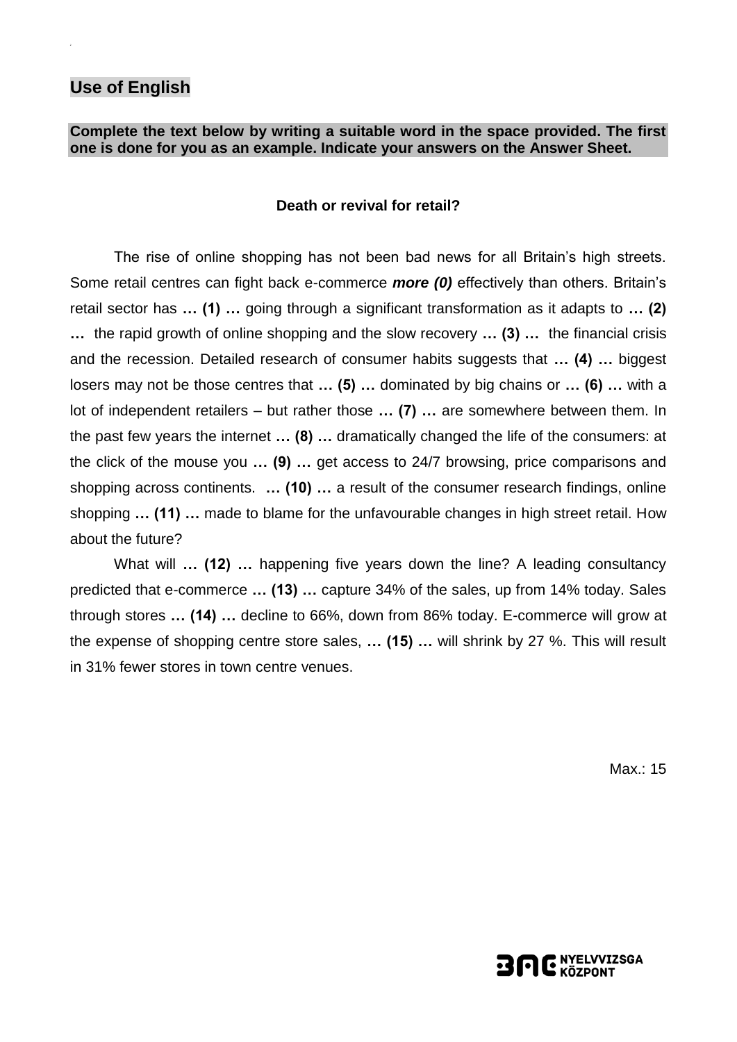## Use of English

**Complete the text below by writing a suitable word in the space provided. The first one is done for you as an example. Indicate your answers on the Answer Sheet.**

**Death or revival for retail?**

The rise of online shopping has not been bad news for all Britain's high streets. Some retail centres can fight back e-commerce ***more (0)*** effectively than others. Britain's retail sector has **… (1) …** going through a significant transformation as it adapts to **… (2) …** the rapid growth of online shopping and the slow recovery **… (3) …** the financial crisis and the recession. Detailed research of consumer habits suggests that **… (4) …** biggest losers may not be those centres that **… (5) …** dominated by big chains or **… (6) …** with a lot of independent retailers – but rather those **… (7) …** are somewhere between them. In the past few years the internet **… (8) …** dramatically changed the life of the consumers: at the click of the mouse you **… (9) …** get access to 24/7 browsing, price comparisons and shopping across continents. **… (10) …** a result of the consumer research findings, online shopping **… (11) …** made to blame for the unfavourable changes in high street retail. How about the future?

What will **… (12) …** happening five years down the line? A leading consultancy predicted that e-commerce **… (13) …** capture 34% of the sales, up from 14% today. Sales through stores **… (14) …** decline to 66%, down from 86% today. E-commerce will grow at the expense of shopping centre store sales, **… (15) …** will shrink by 27 %. This will result in 31% fewer stores in town centre venues.

Max.: 15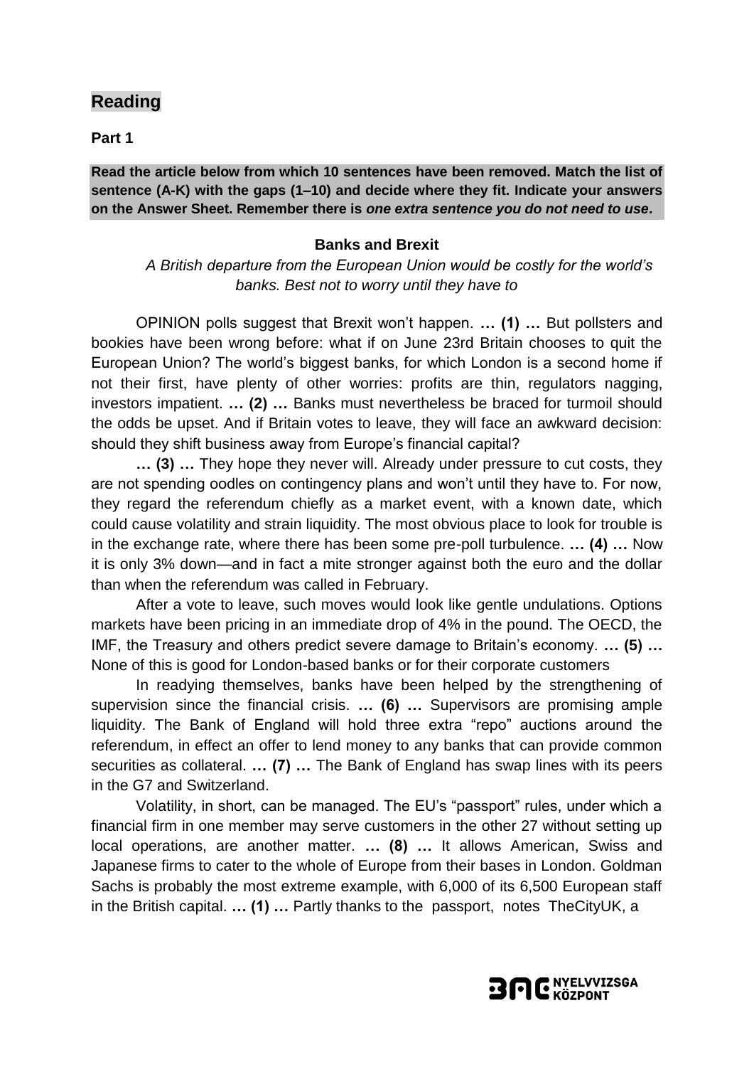## Reading

**Part 1**

**Read the article below from which 10 sentences have been removed. Match the list of sentence (A-K) with the gaps (1–10) and decide where they fit. Indicate your answers on the Answer Sheet. Remember there is *one extra sentence you do not need to use*.**

### Banks and Brexit

*A British departure from the European Union would be costly for the world's banks. Best not to worry until they have to*

OPINION polls suggest that Brexit won't happen. **… (1) …** But pollsters and bookies have been wrong before: what if on June 23rd Britain chooses to quit the European Union? The world's biggest banks, for which London is a second home if not their first, have plenty of other worries: profits are thin, regulators nagging, investors impatient. **… (2) …** Banks must nevertheless be braced for turmoil should the odds be upset. And if Britain votes to leave, they will face an awkward decision: should they shift business away from Europe's financial capital?

**… (3) …** They hope they never will. Already under pressure to cut costs, they are not spending oodles on contingency plans and won't until they have to. For now, they regard the referendum chiefly as a market event, with a known date, which could cause volatility and strain liquidity. The most obvious place to look for trouble is in the exchange rate, where there has been some pre-poll turbulence. **… (4) …** Now it is only 3% down—and in fact a mite stronger against both the euro and the dollar than when the referendum was called in February.

After a vote to leave, such moves would look like gentle undulations. Options markets have been pricing in an immediate drop of 4% in the pound. The OECD, the IMF, the Treasury and others predict severe damage to Britain's economy. **… (5) …** None of this is good for London-based banks or for their corporate customers

In readying themselves, banks have been helped by the strengthening of supervision since the financial crisis. **… (6) …** Supervisors are promising ample liquidity. The Bank of England will hold three extra "repo" auctions around the referendum, in effect an offer to lend money to any banks that can provide common securities as collateral. **… (7) …** The Bank of England has swap lines with its peers in the G7 and Switzerland.

Volatility, in short, can be managed. The EU's "passport" rules, under which a financial firm in one member may serve customers in the other 27 without setting up local operations, are another matter. **… (8) …** It allows American, Swiss and Japanese firms to cater to the whole of Europe from their bases in London. Goldman Sachs is probably the most extreme example, with 6,000 of its 6,500 European staff in the British capital. **… (1) …** Partly thanks to the passport, notes TheCityUK, a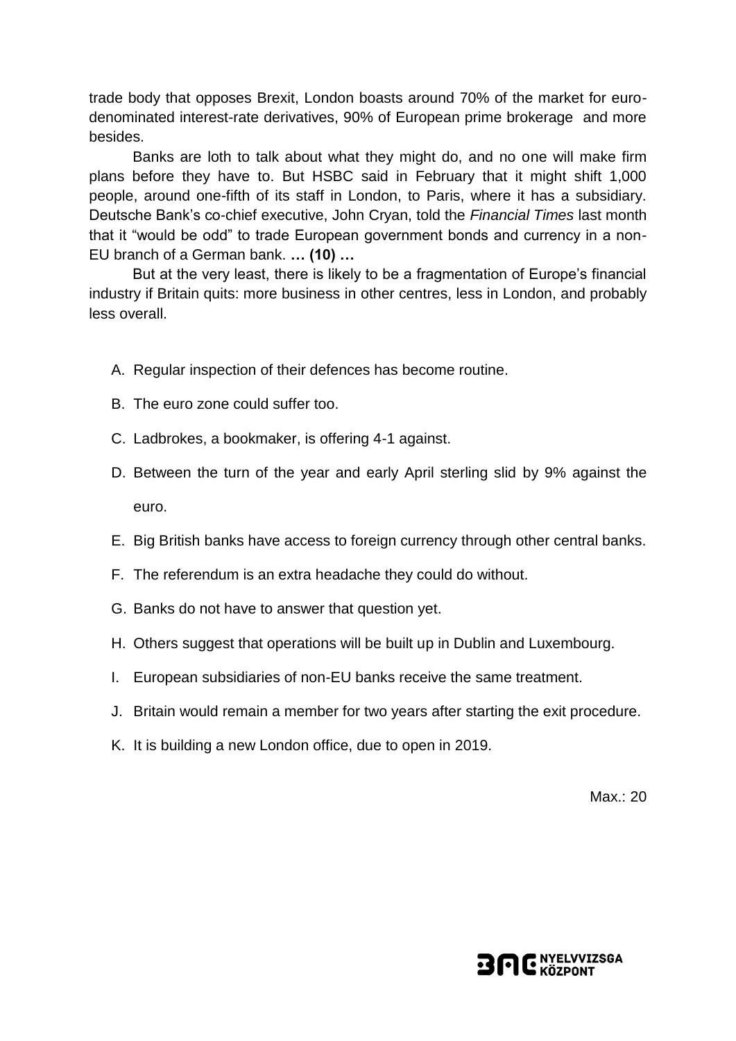trade body that opposes Brexit, London boasts around 70% of the market for euro-denominated interest-rate derivatives, 90% of European prime brokerage and more besides.

Banks are loth to talk about what they might do, and no one will make firm plans before they have to. But HSBC said in February that it might shift 1,000 people, around one-fifth of its staff in London, to Paris, where it has a subsidiary. Deutsche Bank's co-chief executive, John Cryan, told the *Financial Times* last month that it "would be odd" to trade European government bonds and currency in a non-EU branch of a German bank. **… (10) …**

But at the very least, there is likely to be a fragmentation of Europe's financial industry if Britain quits: more business in other centres, less in London, and probably less overall.

A. Regular inspection of their defences has become routine.

B. The euro zone could suffer too.

C. Ladbrokes, a bookmaker, is offering 4-1 against.

D. Between the turn of the year and early April sterling slid by 9% against the euro.

E. Big British banks have access to foreign currency through other central banks.

F. The referendum is an extra headache they could do without.

G. Banks do not have to answer that question yet.

H. Others suggest that operations will be built up in Dublin and Luxembourg.

I. European subsidiaries of non-EU banks receive the same treatment.

J. Britain would remain a member for two years after starting the exit procedure.

K. It is building a new London office, due to open in 2019.

Max.: 20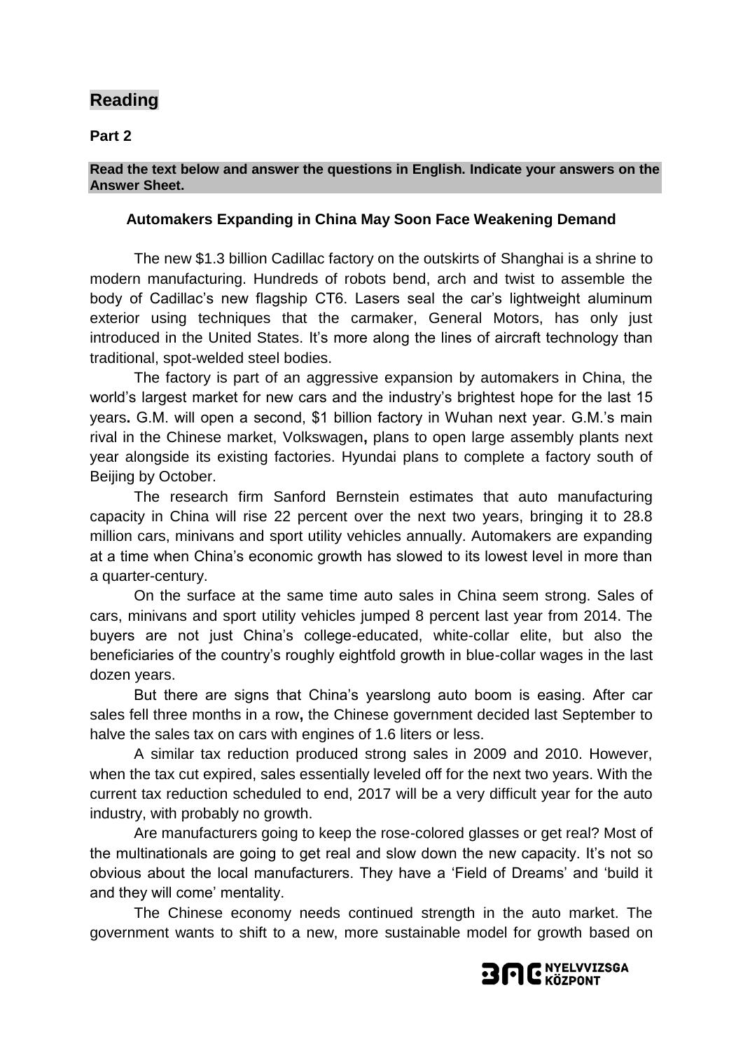## Reading

**Part 2**

**Read the text below and answer the questions in English. Indicate your answers on the Answer Sheet.**

### Automakers Expanding in China May Soon Face Weakening Demand

The new $1.3 billion Cadillac factory on the outskirts of Shanghai is a shrine to modern manufacturing. Hundreds of robots bend, arch and twist to assemble the body of Cadillac's new flagship CT6. Lasers seal the car's lightweight aluminum exterior using techniques that the carmaker, General Motors, has only just introduced in the United States. It's more along the lines of aircraft technology than traditional, spot-welded steel bodies.

The factory is part of an aggressive expansion by automakers in China, the world's largest market for new cars and the industry's brightest hope for the last 15 years**.** G.M. will open a second, $1 billion factory in Wuhan next year. G.M.'s main rival in the Chinese market, Volkswagen**,** plans to open large assembly plants next year alongside its existing factories. Hyundai plans to complete a factory south of Beijing by October.

The research firm Sanford Bernstein estimates that auto manufacturing capacity in China will rise 22 percent over the next two years, bringing it to 28.8 million cars, minivans and sport utility vehicles annually. Automakers are expanding at a time when China's economic growth has slowed to its lowest level in more than a quarter-century.

On the surface at the same time auto sales in China seem strong. Sales of cars, minivans and sport utility vehicles jumped 8 percent last year from 2014. The buyers are not just China's college-educated, white-collar elite, but also the beneficiaries of the country's roughly eightfold growth in blue-collar wages in the last dozen years.

But there are signs that China's yearslong auto boom is easing. After car sales fell three months in a row**,** the Chinese government decided last September to halve the sales tax on cars with engines of 1.6 liters or less.

A similar tax reduction produced strong sales in 2009 and 2010. However, when the tax cut expired, sales essentially leveled off for the next two years. With the current tax reduction scheduled to end, 2017 will be a very difficult year for the auto industry, with probably no growth.

Are manufacturers going to keep the rose-colored glasses or get real? Most of the multinationals are going to get real and slow down the new capacity. It's not so obvious about the local manufacturers. They have a 'Field of Dreams' and 'build it and they will come' mentality.

The Chinese economy needs continued strength in the auto market. The government wants to shift to a new, more sustainable model for growth based on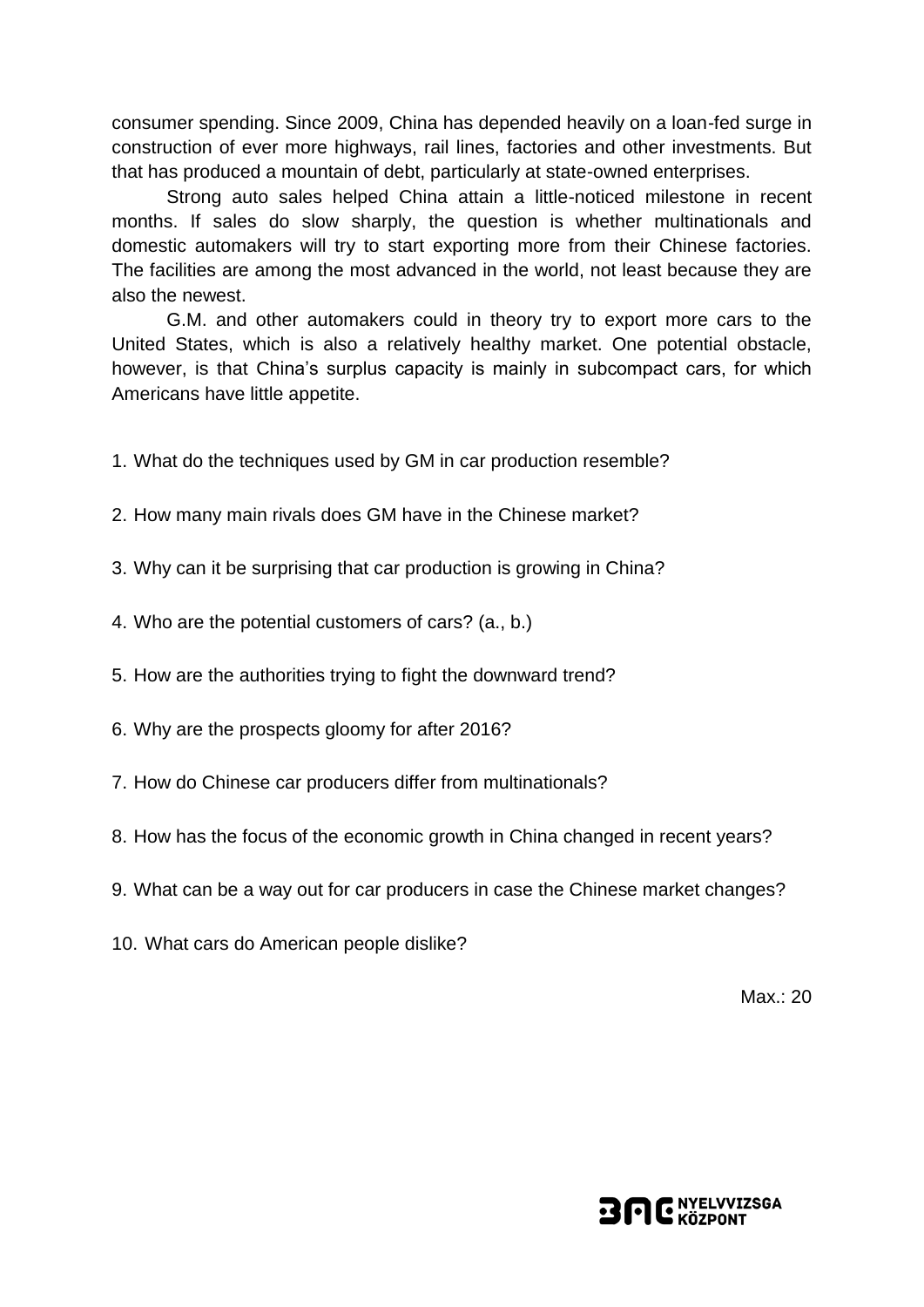consumer spending. Since 2009, China has depended heavily on a loan-fed surge in construction of ever more highways, rail lines, factories and other investments. But that has produced a mountain of debt, particularly at state-owned enterprises.

Strong auto sales helped China attain a little-noticed milestone in recent months. If sales do slow sharply, the question is whether multinationals and domestic automakers will try to start exporting more from their Chinese factories. The facilities are among the most advanced in the world, not least because they are also the newest.

G.M. and other automakers could in theory try to export more cars to the United States, which is also a relatively healthy market. One potential obstacle, however, is that China's surplus capacity is mainly in subcompact cars, for which Americans have little appetite.

1. What do the techniques used by GM in car production resemble?

2. How many main rivals does GM have in the Chinese market?

3. Why can it be surprising that car production is growing in China?

4. Who are the potential customers of cars? (a., b.)

5. How are the authorities trying to fight the downward trend?

6. Why are the prospects gloomy for after 2016?

7. How do Chinese car producers differ from multinationals?

8. How has the focus of the economic growth in China changed in recent years?

9. What can be a way out for car producers in case the Chinese market changes?

10. What cars do American people dislike?

Max.: 20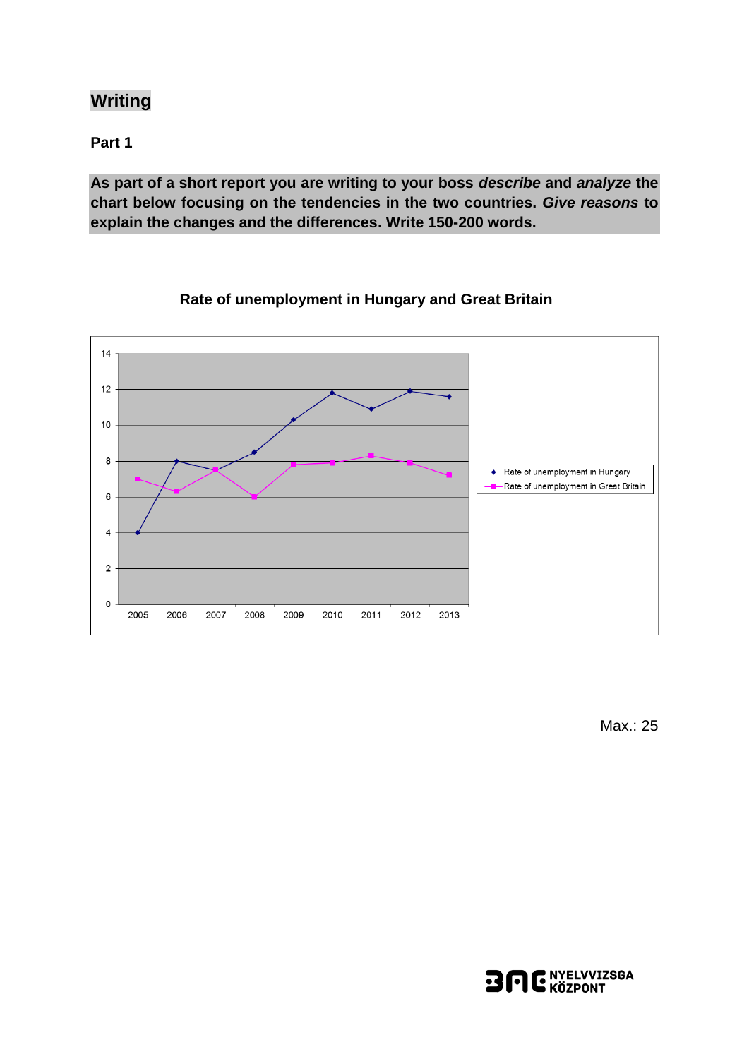## Writing

### Part 1

**As part of a short report you are writing to your boss *describe* and *analyze* the chart below focusing on the tendencies in the two countries. *Give reasons* to explain the changes and the differences. Write 150-200 words.**

**Rate of unemployment in Hungary and Great Britain**

Max.: 25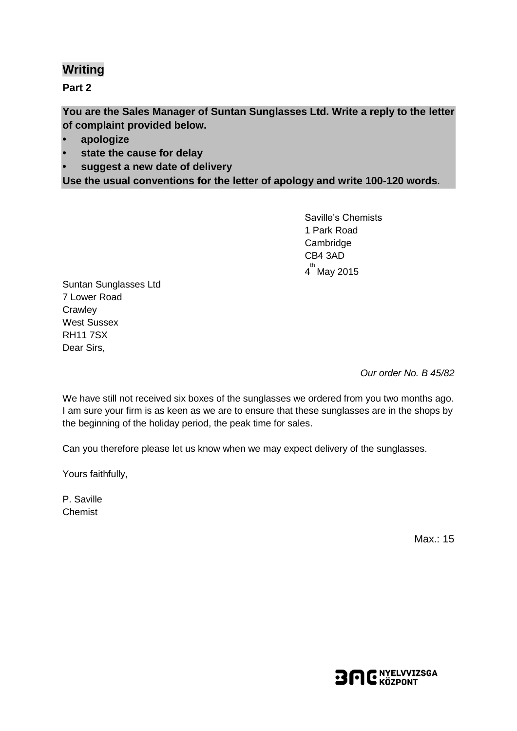## Writing

**Part 2**

**You are the Sales Manager of Suntan Sunglasses Ltd. Write a reply to the letter of complaint provided below.**

- **apologize**
- **state the cause for delay**
- **suggest a new date of delivery**

**Use the usual conventions for the letter of apology and write 100-120 words**.

Saville's Chemists
1 Park Road
Cambridge
CB4 3AD
4th May 2015

Suntan Sunglasses Ltd
7 Lower Road
Crawley
West Sussex
RH11 7SX

Dear Sirs,

*Our order No. B 45/82*

We have still not received six boxes of the sunglasses we ordered from you two months ago. I am sure your firm is as keen as we are to ensure that these sunglasses are in the shops by the beginning of the holiday period, the peak time for sales.

Can you therefore please let us know when we may expect delivery of the sunglasses.

Yours faithfully,

P. Saville
Chemist

Max.: 15